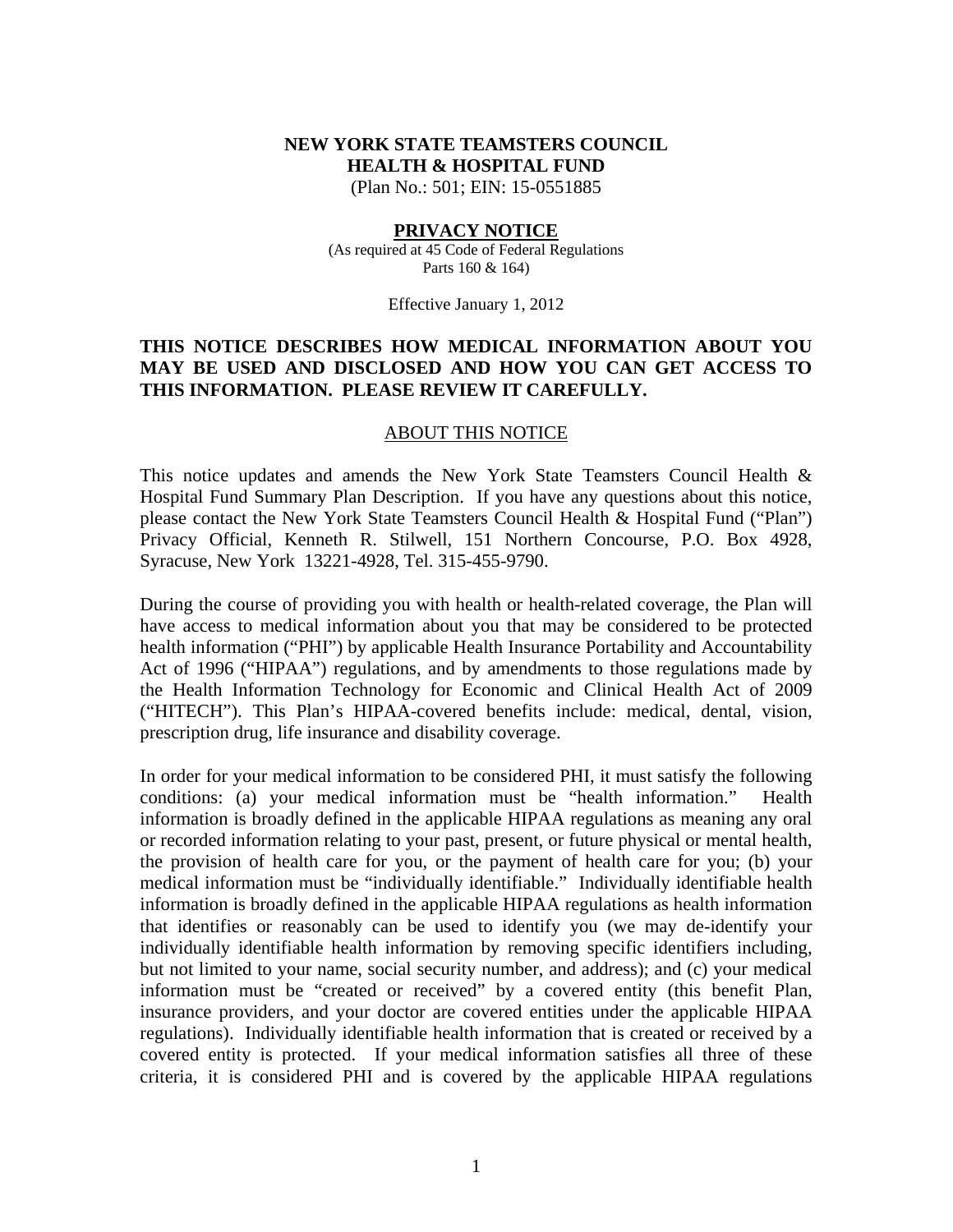# NEW YORK STATE TEAMSTERS COUNCIL HEALTH & HOSPITAL FUND

(Plan No.: 501; EIN: 15-0551885)

## PRIVACY NOTICE

(As required at 45 Code of Federal Regulations Parts 160 & 164)

Effective January 1, 2012

**THIS NOTICE DESCRIBES HOW MEDICAL INFORMATION ABOUT YOU MAY BE USED AND DISCLOSED AND HOW YOU CAN GET ACCESS TO THIS INFORMATION. PLEASE REVIEW IT CAREFULLY.**

### ABOUT THIS NOTICE

This notice updates and amends the New York State Teamsters Council Health & Hospital Fund Summary Plan Description. If you have any questions about this notice, please contact the New York State Teamsters Council Health & Hospital Fund ("Plan") Privacy Official, Kenneth R. Stilwell, 151 Northern Concourse, P.O. Box 4928, Syracuse, New York 13221-4928, Tel. 315-455-9790.

During the course of providing you with health or health-related coverage, the Plan will have access to medical information about you that may be considered to be protected health information ("PHI") by applicable Health Insurance Portability and Accountability Act of 1996 ("HIPAA") regulations, and by amendments to those regulations made by the Health Information Technology for Economic and Clinical Health Act of 2009 ("HITECH"). This Plan's HIPAA-covered benefits include: medical, dental, vision, prescription drug, life insurance and disability coverage.

In order for your medical information to be considered PHI, it must satisfy the following conditions: (a) your medical information must be "health information." Health information is broadly defined in the applicable HIPAA regulations as meaning any oral or recorded information relating to your past, present, or future physical or mental health, the provision of health care for you, or the payment of health care for you; (b) your medical information must be "individually identifiable." Individually identifiable health information is broadly defined in the applicable HIPAA regulations as health information that identifies or reasonably can be used to identify you (we may de-identify your individually identifiable health information by removing specific identifiers including, but not limited to your name, social security number, and address); and (c) your medical information must be "created or received" by a covered entity (this benefit Plan, insurance providers, and your doctor are covered entities under the applicable HIPAA regulations). Individually identifiable health information that is created or received by a covered entity is protected. If your medical information satisfies all three of these criteria, it is considered PHI and is covered by the applicable HIPAA regulations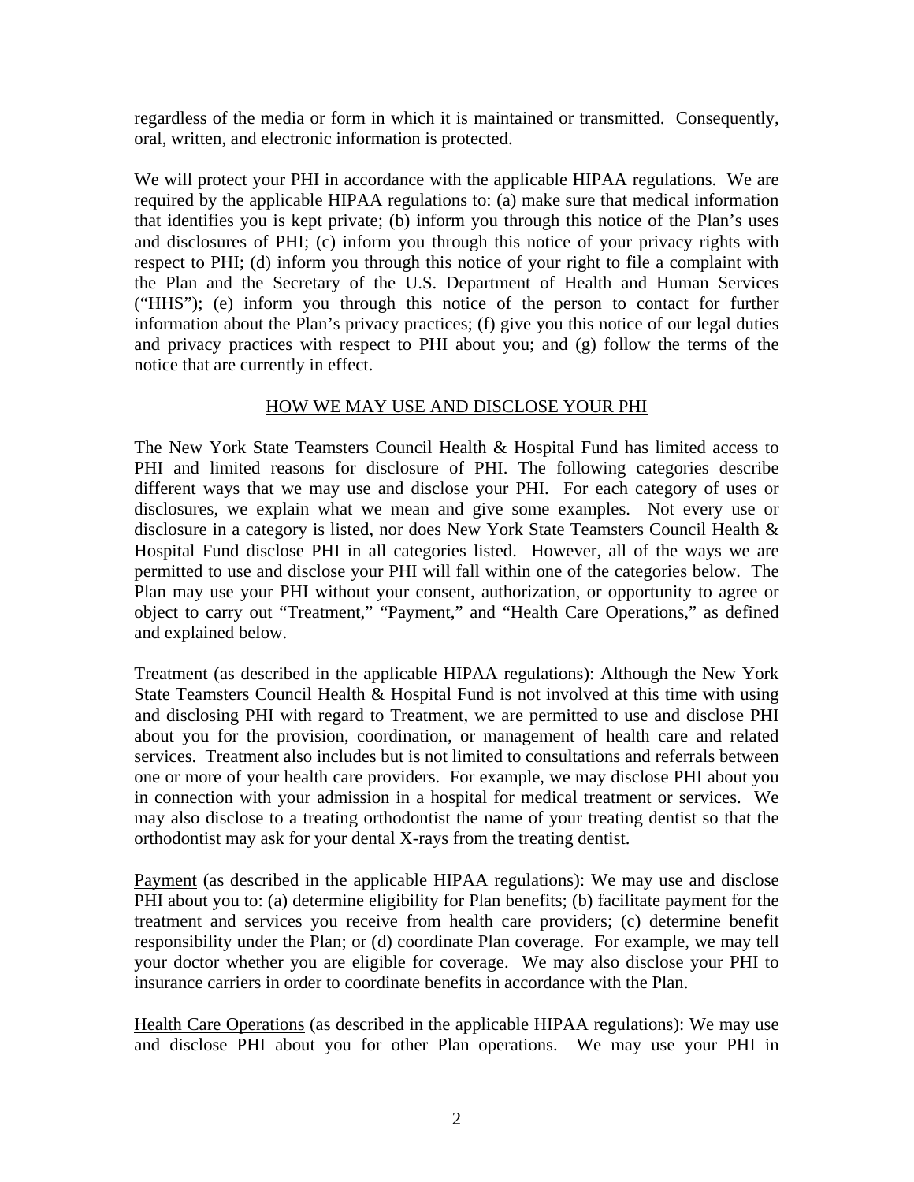regardless of the media or form in which it is maintained or transmitted. Consequently, oral, written, and electronic information is protected.

We will protect your PHI in accordance with the applicable HIPAA regulations. We are required by the applicable HIPAA regulations to: (a) make sure that medical information that identifies you is kept private; (b) inform you through this notice of the Plan's uses and disclosures of PHI; (c) inform you through this notice of your privacy rights with respect to PHI; (d) inform you through this notice of your right to file a complaint with the Plan and the Secretary of the U.S. Department of Health and Human Services ("HHS"); (e) inform you through this notice of the person to contact for further information about the Plan's privacy practices; (f) give you this notice of our legal duties and privacy practices with respect to PHI about you; and (g) follow the terms of the notice that are currently in effect.

## HOW WE MAY USE AND DISCLOSE YOUR PHI

The New York State Teamsters Council Health & Hospital Fund has limited access to PHI and limited reasons for disclosure of PHI. The following categories describe different ways that we may use and disclose your PHI. For each category of uses or disclosures, we explain what we mean and give some examples. Not every use or disclosure in a category is listed, nor does New York State Teamsters Council Health & Hospital Fund disclose PHI in all categories listed. However, all of the ways we are permitted to use and disclose your PHI will fall within one of the categories below. The Plan may use your PHI without your consent, authorization, or opportunity to agree or object to carry out "Treatment," "Payment," and "Health Care Operations," as defined and explained below.

Treatment (as described in the applicable HIPAA regulations): Although the New York State Teamsters Council Health & Hospital Fund is not involved at this time with using and disclosing PHI with regard to Treatment, we are permitted to use and disclose PHI about you for the provision, coordination, or management of health care and related services. Treatment also includes but is not limited to consultations and referrals between one or more of your health care providers. For example, we may disclose PHI about you in connection with your admission in a hospital for medical treatment or services. We may also disclose to a treating orthodontist the name of your treating dentist so that the orthodontist may ask for your dental X-rays from the treating dentist.

Payment (as described in the applicable HIPAA regulations): We may use and disclose PHI about you to: (a) determine eligibility for Plan benefits; (b) facilitate payment for the treatment and services you receive from health care providers; (c) determine benefit responsibility under the Plan; or (d) coordinate Plan coverage. For example, we may tell your doctor whether you are eligible for coverage. We may also disclose your PHI to insurance carriers in order to coordinate benefits in accordance with the Plan.

Health Care Operations (as described in the applicable HIPAA regulations): We may use and disclose PHI about you for other Plan operations. We may use your PHI in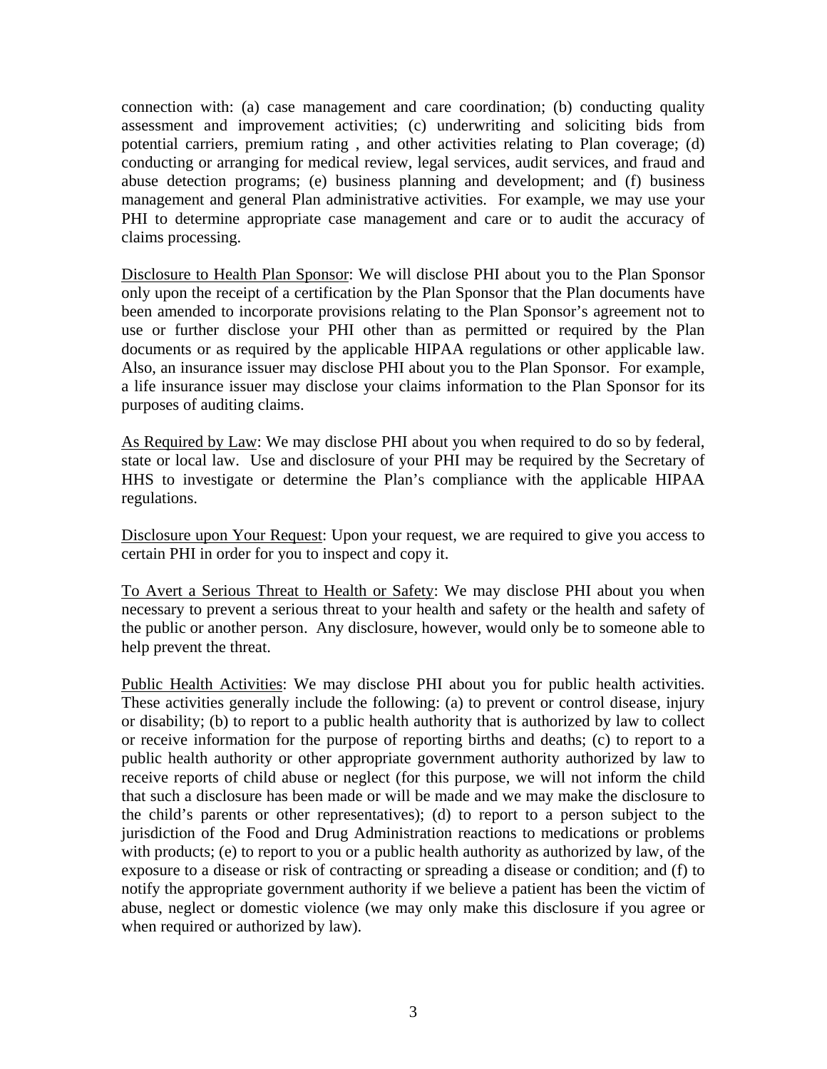connection with: (a) case management and care coordination; (b) conducting quality assessment and improvement activities; (c) underwriting and soliciting bids from potential carriers, premium rating , and other activities relating to Plan coverage; (d) conducting or arranging for medical review, legal services, audit services, and fraud and abuse detection programs; (e) business planning and development; and (f) business management and general Plan administrative activities. For example, we may use your PHI to determine appropriate case management and care or to audit the accuracy of claims processing.

<u>Disclosure to Health Plan Sponsor</u>: We will disclose PHI about you to the Plan Sponsor only upon the receipt of a certification by the Plan Sponsor that the Plan documents have been amended to incorporate provisions relating to the Plan Sponsor's agreement not to use or further disclose your PHI other than as permitted or required by the Plan documents or as required by the applicable HIPAA regulations or other applicable law. Also, an insurance issuer may disclose PHI about you to the Plan Sponsor. For example, a life insurance issuer may disclose your claims information to the Plan Sponsor for its purposes of auditing claims.

<u>As Required by Law</u>: We may disclose PHI about you when required to do so by federal, state or local law. Use and disclosure of your PHI may be required by the Secretary of HHS to investigate or determine the Plan's compliance with the applicable HIPAA regulations.

<u>Disclosure upon Your Request</u>: Upon your request, we are required to give you access to certain PHI in order for you to inspect and copy it.

<u>To Avert a Serious Threat to Health or Safety</u>: We may disclose PHI about you when necessary to prevent a serious threat to your health and safety or the health and safety of the public or another person. Any disclosure, however, would only be to someone able to help prevent the threat.

<u>Public Health Activities</u>: We may disclose PHI about you for public health activities. These activities generally include the following: (a) to prevent or control disease, injury or disability; (b) to report to a public health authority that is authorized by law to collect or receive information for the purpose of reporting births and deaths; (c) to report to a public health authority or other appropriate government authority authorized by law to receive reports of child abuse or neglect (for this purpose, we will not inform the child that such a disclosure has been made or will be made and we may make the disclosure to the child's parents or other representatives); (d) to report to a person subject to the jurisdiction of the Food and Drug Administration reactions to medications or problems with products; (e) to report to you or a public health authority as authorized by law, of the exposure to a disease or risk of contracting or spreading a disease or condition; and (f) to notify the appropriate government authority if we believe a patient has been the victim of abuse, neglect or domestic violence (we may only make this disclosure if you agree or when required or authorized by law).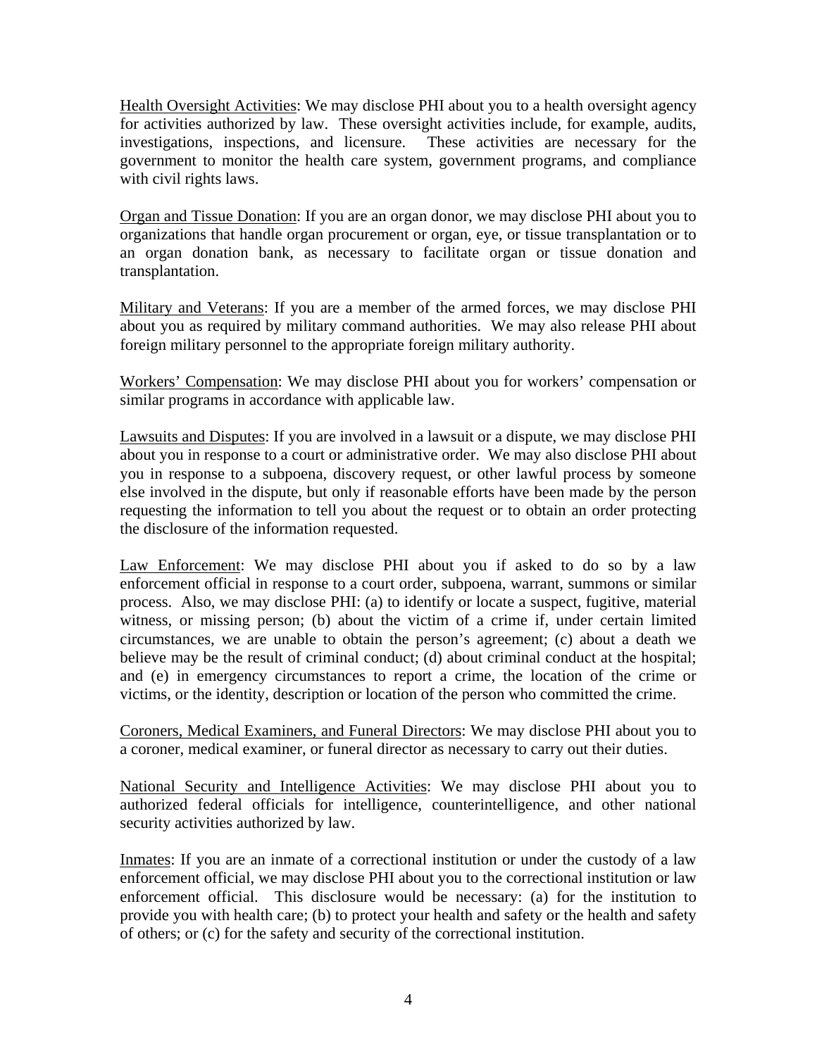<u>Health Oversight Activities</u>: We may disclose PHI about you to a health oversight agency for activities authorized by law. These oversight activities include, for example, audits, investigations, inspections, and licensure. These activities are necessary for the government to monitor the health care system, government programs, and compliance with civil rights laws.

<u>Organ and Tissue Donation</u>: If you are an organ donor, we may disclose PHI about you to organizations that handle organ procurement or organ, eye, or tissue transplantation or to an organ donation bank, as necessary to facilitate organ or tissue donation and transplantation.

<u>Military and Veterans</u>: If you are a member of the armed forces, we may disclose PHI about you as required by military command authorities. We may also release PHI about foreign military personnel to the appropriate foreign military authority.

<u>Workers' Compensation</u>: We may disclose PHI about you for workers' compensation or similar programs in accordance with applicable law.

<u>Lawsuits and Disputes</u>: If you are involved in a lawsuit or a dispute, we may disclose PHI about you in response to a court or administrative order. We may also disclose PHI about you in response to a subpoena, discovery request, or other lawful process by someone else involved in the dispute, but only if reasonable efforts have been made by the person requesting the information to tell you about the request or to obtain an order protecting the disclosure of the information requested.

<u>Law Enforcement</u>: We may disclose PHI about you if asked to do so by a law enforcement official in response to a court order, subpoena, warrant, summons or similar process. Also, we may disclose PHI: (a) to identify or locate a suspect, fugitive, material witness, or missing person; (b) about the victim of a crime if, under certain limited circumstances, we are unable to obtain the person's agreement; (c) about a death we believe may be the result of criminal conduct; (d) about criminal conduct at the hospital; and (e) in emergency circumstances to report a crime, the location of the crime or victims, or the identity, description or location of the person who committed the crime.

<u>Coroners, Medical Examiners, and Funeral Directors</u>: We may disclose PHI about you to a coroner, medical examiner, or funeral director as necessary to carry out their duties.

<u>National Security and Intelligence Activities</u>: We may disclose PHI about you to authorized federal officials for intelligence, counterintelligence, and other national security activities authorized by law.

<u>Inmates</u>: If you are an inmate of a correctional institution or under the custody of a law enforcement official, we may disclose PHI about you to the correctional institution or law enforcement official. This disclosure would be necessary: (a) for the institution to provide you with health care; (b) to protect your health and safety or the health and safety of others; or (c) for the safety and security of the correctional institution.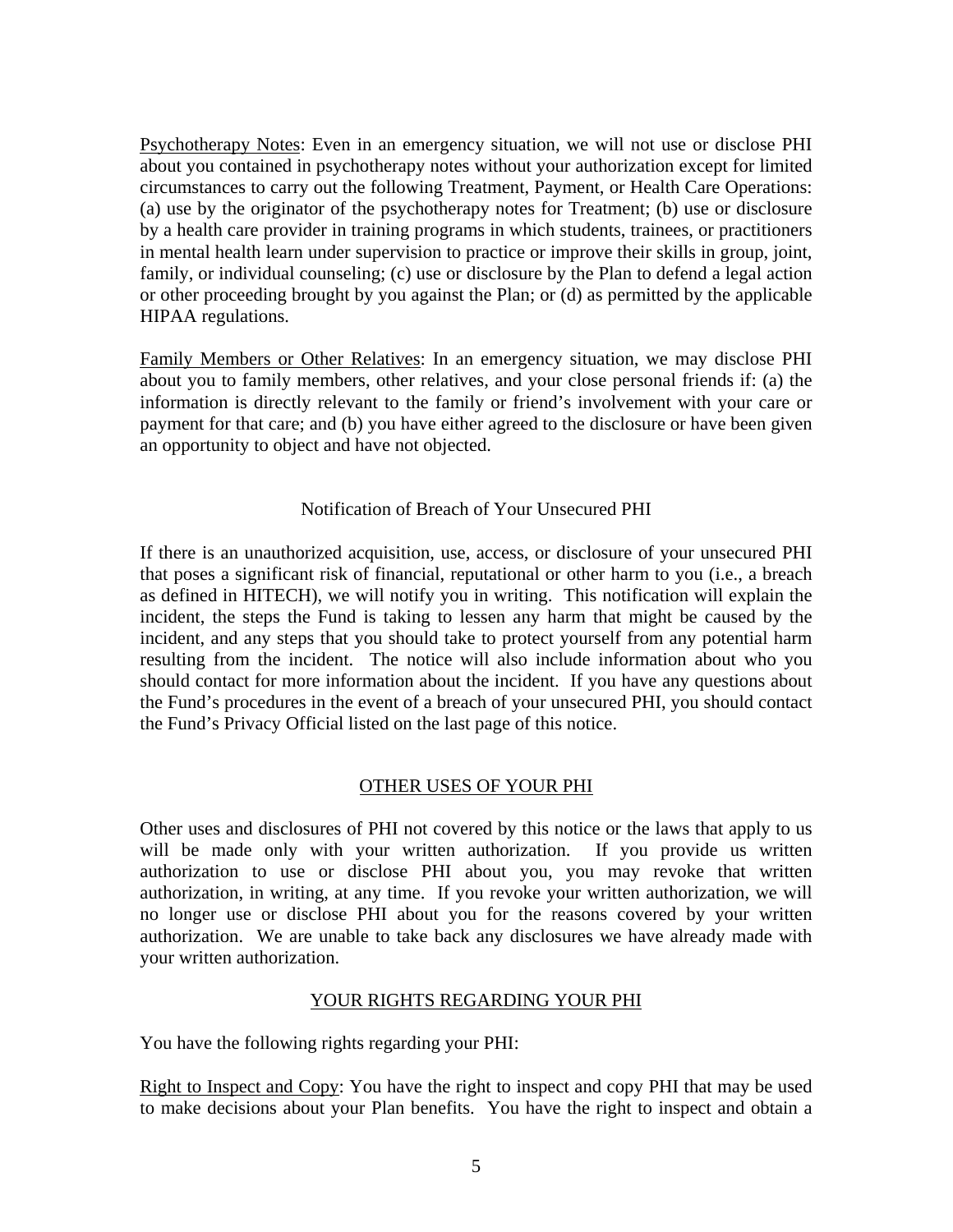<u>Psychotherapy Notes</u>: Even in an emergency situation, we will not use or disclose PHI about you contained in psychotherapy notes without your authorization except for limited circumstances to carry out the following Treatment, Payment, or Health Care Operations: (a) use by the originator of the psychotherapy notes for Treatment; (b) use or disclosure by a health care provider in training programs in which students, trainees, or practitioners in mental health learn under supervision to practice or improve their skills in group, joint, family, or individual counseling; (c) use or disclosure by the Plan to defend a legal action or other proceeding brought by you against the Plan; or (d) as permitted by the applicable HIPAA regulations.

<u>Family Members or Other Relatives</u>: In an emergency situation, we may disclose PHI about you to family members, other relatives, and your close personal friends if: (a) the information is directly relevant to the family or friend's involvement with your care or payment for that care; and (b) you have either agreed to the disclosure or have been given an opportunity to object and have not objected.

### Notification of Breach of Your Unsecured PHI

If there is an unauthorized acquisition, use, access, or disclosure of your unsecured PHI that poses a significant risk of financial, reputational or other harm to you (i.e., a breach as defined in HITECH), we will notify you in writing. This notification will explain the incident, the steps the Fund is taking to lessen any harm that might be caused by the incident, and any steps that you should take to protect yourself from any potential harm resulting from the incident. The notice will also include information about who you should contact for more information about the incident. If you have any questions about the Fund's procedures in the event of a breach of your unsecured PHI, you should contact the Fund's Privacy Official listed on the last page of this notice.

## <u>OTHER USES OF YOUR PHI</u>

Other uses and disclosures of PHI not covered by this notice or the laws that apply to us will be made only with your written authorization. If you provide us written authorization to use or disclose PHI about you, you may revoke that written authorization, in writing, at any time. If you revoke your written authorization, we will no longer use or disclose PHI about you for the reasons covered by your written authorization. We are unable to take back any disclosures we have already made with your written authorization.

## <u>YOUR RIGHTS REGARDING YOUR PHI</u>

You have the following rights regarding your PHI:

<u>Right to Inspect and Copy</u>: You have the right to inspect and copy PHI that may be used to make decisions about your Plan benefits. You have the right to inspect and obtain a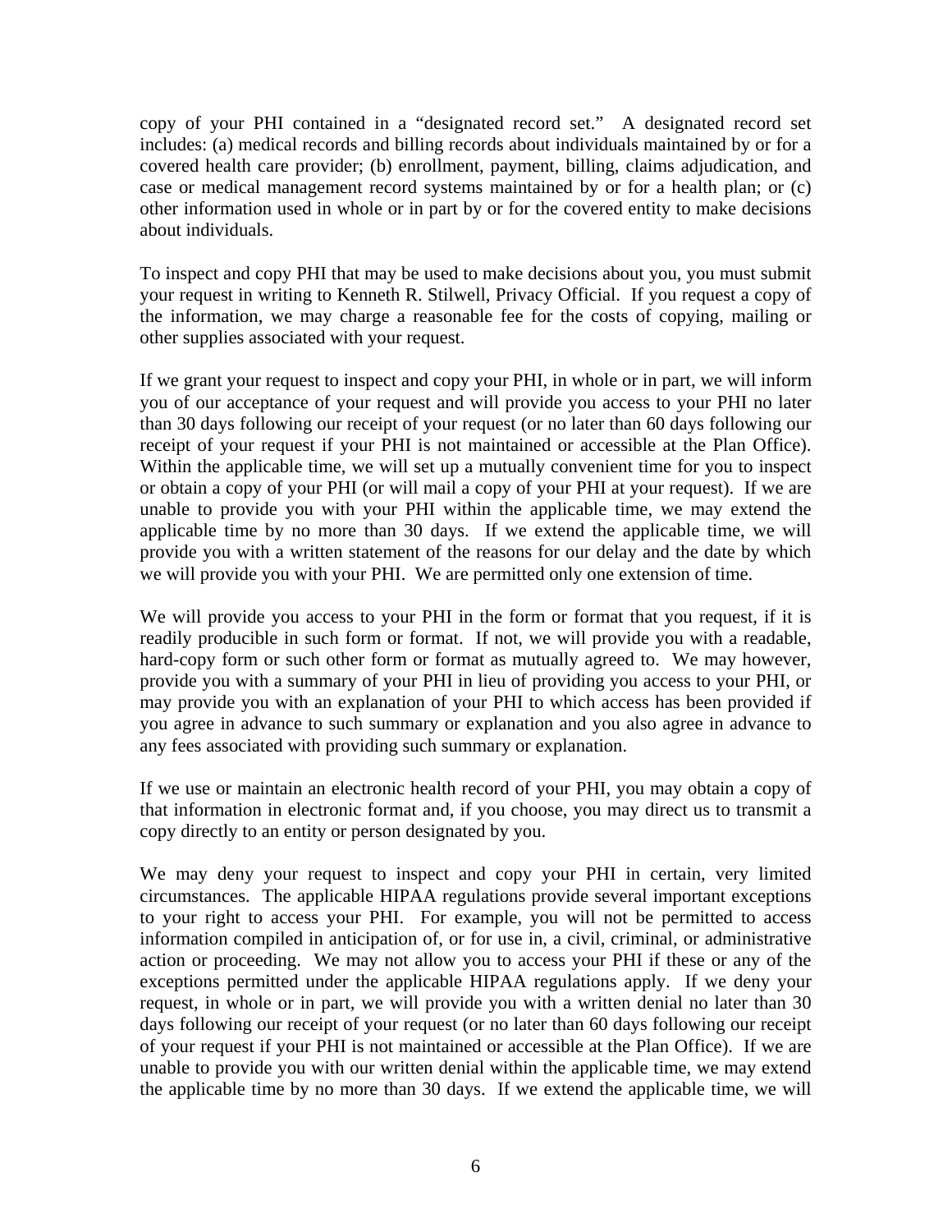copy of your PHI contained in a "designated record set." A designated record set includes: (a) medical records and billing records about individuals maintained by or for a covered health care provider; (b) enrollment, payment, billing, claims adjudication, and case or medical management record systems maintained by or for a health plan; or (c) other information used in whole or in part by or for the covered entity to make decisions about individuals.

To inspect and copy PHI that may be used to make decisions about you, you must submit your request in writing to Kenneth R. Stilwell, Privacy Official. If you request a copy of the information, we may charge a reasonable fee for the costs of copying, mailing or other supplies associated with your request.

If we grant your request to inspect and copy your PHI, in whole or in part, we will inform you of our acceptance of your request and will provide you access to your PHI no later than 30 days following our receipt of your request (or no later than 60 days following our receipt of your request if your PHI is not maintained or accessible at the Plan Office). Within the applicable time, we will set up a mutually convenient time for you to inspect or obtain a copy of your PHI (or will mail a copy of your PHI at your request). If we are unable to provide you with your PHI within the applicable time, we may extend the applicable time by no more than 30 days. If we extend the applicable time, we will provide you with a written statement of the reasons for our delay and the date by which we will provide you with your PHI. We are permitted only one extension of time.

We will provide you access to your PHI in the form or format that you request, if it is readily producible in such form or format. If not, we will provide you with a readable, hard-copy form or such other form or format as mutually agreed to. We may however, provide you with a summary of your PHI in lieu of providing you access to your PHI, or may provide you with an explanation of your PHI to which access has been provided if you agree in advance to such summary or explanation and you also agree in advance to any fees associated with providing such summary or explanation.

If we use or maintain an electronic health record of your PHI, you may obtain a copy of that information in electronic format and, if you choose, you may direct us to transmit a copy directly to an entity or person designated by you.

We may deny your request to inspect and copy your PHI in certain, very limited circumstances. The applicable HIPAA regulations provide several important exceptions to your right to access your PHI. For example, you will not be permitted to access information compiled in anticipation of, or for use in, a civil, criminal, or administrative action or proceeding. We may not allow you to access your PHI if these or any of the exceptions permitted under the applicable HIPAA regulations apply. If we deny your request, in whole or in part, we will provide you with a written denial no later than 30 days following our receipt of your request (or no later than 60 days following our receipt of your request if your PHI is not maintained or accessible at the Plan Office). If we are unable to provide you with our written denial within the applicable time, we may extend the applicable time by no more than 30 days. If we extend the applicable time, we will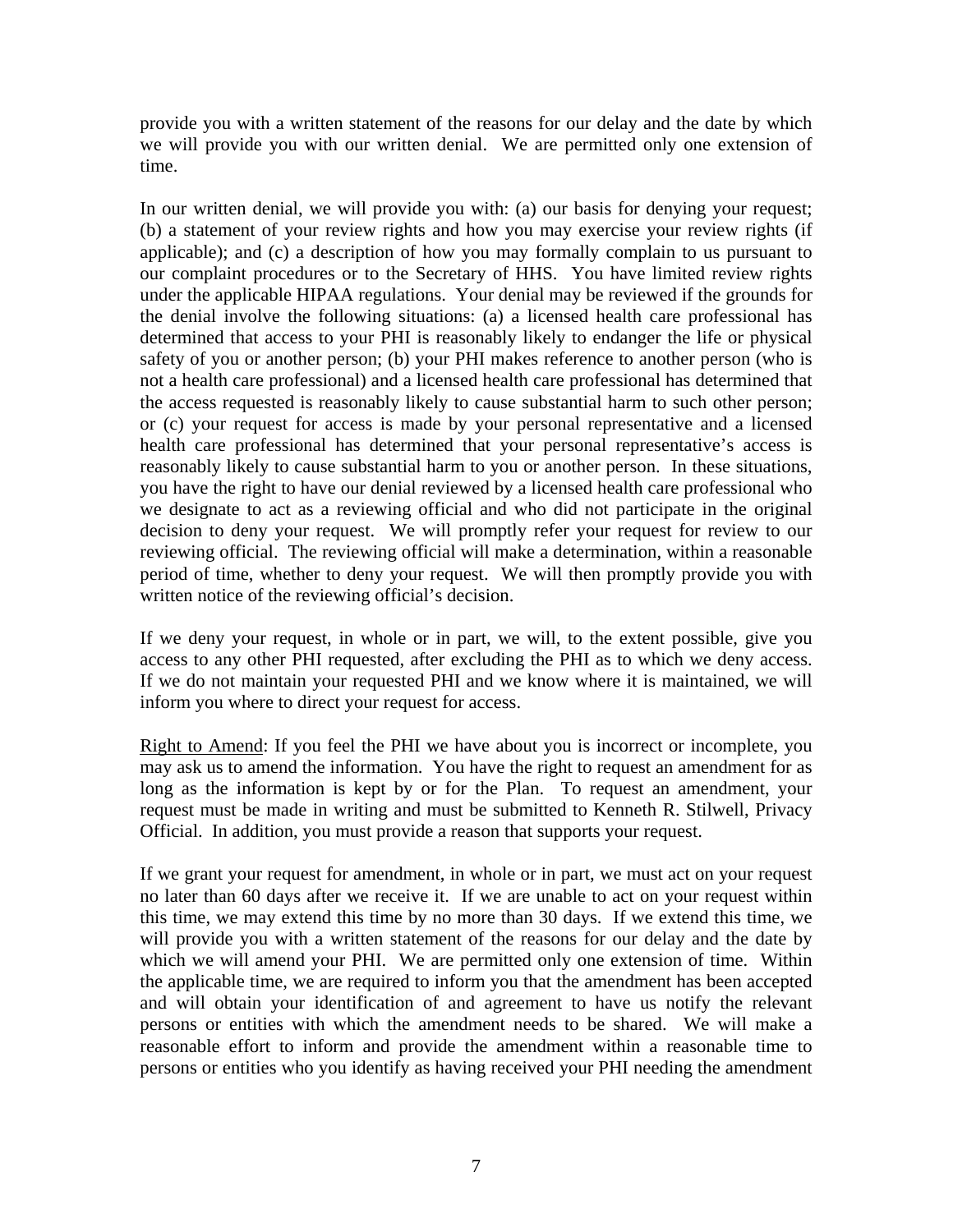provide you with a written statement of the reasons for our delay and the date by which we will provide you with our written denial. We are permitted only one extension of time.

In our written denial, we will provide you with: (a) our basis for denying your request; (b) a statement of your review rights and how you may exercise your review rights (if applicable); and (c) a description of how you may formally complain to us pursuant to our complaint procedures or to the Secretary of HHS. You have limited review rights under the applicable HIPAA regulations. Your denial may be reviewed if the grounds for the denial involve the following situations: (a) a licensed health care professional has determined that access to your PHI is reasonably likely to endanger the life or physical safety of you or another person; (b) your PHI makes reference to another person (who is not a health care professional) and a licensed health care professional has determined that the access requested is reasonably likely to cause substantial harm to such other person; or (c) your request for access is made by your personal representative and a licensed health care professional has determined that your personal representative's access is reasonably likely to cause substantial harm to you or another person. In these situations, you have the right to have our denial reviewed by a licensed health care professional who we designate to act as a reviewing official and who did not participate in the original decision to deny your request. We will promptly refer your request for review to our reviewing official. The reviewing official will make a determination, within a reasonable period of time, whether to deny your request. We will then promptly provide you with written notice of the reviewing official's decision.

If we deny your request, in whole or in part, we will, to the extent possible, give you access to any other PHI requested, after excluding the PHI as to which we deny access. If we do not maintain your requested PHI and we know where it is maintained, we will inform you where to direct your request for access.

<u>Right to Amend</u>: If you feel the PHI we have about you is incorrect or incomplete, you may ask us to amend the information. You have the right to request an amendment for as long as the information is kept by or for the Plan. To request an amendment, your request must be made in writing and must be submitted to Kenneth R. Stilwell, Privacy Official. In addition, you must provide a reason that supports your request.

If we grant your request for amendment, in whole or in part, we must act on your request no later than 60 days after we receive it. If we are unable to act on your request within this time, we may extend this time by no more than 30 days. If we extend this time, we will provide you with a written statement of the reasons for our delay and the date by which we will amend your PHI. We are permitted only one extension of time. Within the applicable time, we are required to inform you that the amendment has been accepted and will obtain your identification of and agreement to have us notify the relevant persons or entities with which the amendment needs to be shared. We will make a reasonable effort to inform and provide the amendment within a reasonable time to persons or entities who you identify as having received your PHI needing the amendment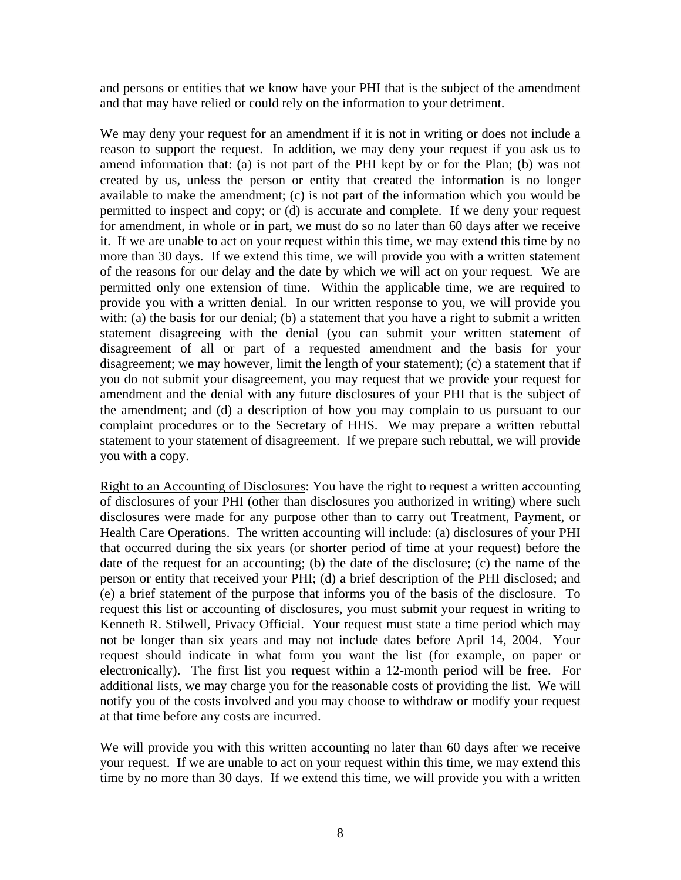and persons or entities that we know have your PHI that is the subject of the amendment and that may have relied or could rely on the information to your detriment.

We may deny your request for an amendment if it is not in writing or does not include a reason to support the request. In addition, we may deny your request if you ask us to amend information that: (a) is not part of the PHI kept by or for the Plan; (b) was not created by us, unless the person or entity that created the information is no longer available to make the amendment; (c) is not part of the information which you would be permitted to inspect and copy; or (d) is accurate and complete. If we deny your request for amendment, in whole or in part, we must do so no later than 60 days after we receive it. If we are unable to act on your request within this time, we may extend this time by no more than 30 days. If we extend this time, we will provide you with a written statement of the reasons for our delay and the date by which we will act on your request. We are permitted only one extension of time. Within the applicable time, we are required to provide you with a written denial. In our written response to you, we will provide you with: (a) the basis for our denial; (b) a statement that you have a right to submit a written statement disagreeing with the denial (you can submit your written statement of disagreement of all or part of a requested amendment and the basis for your disagreement; we may however, limit the length of your statement); (c) a statement that if you do not submit your disagreement, you may request that we provide your request for amendment and the denial with any future disclosures of your PHI that is the subject of the amendment; and (d) a description of how you may complain to us pursuant to our complaint procedures or to the Secretary of HHS. We may prepare a written rebuttal statement to your statement of disagreement. If we prepare such rebuttal, we will provide you with a copy.

<u>Right to an Accounting of Disclosures</u>: You have the right to request a written accounting of disclosures of your PHI (other than disclosures you authorized in writing) where such disclosures were made for any purpose other than to carry out Treatment, Payment, or Health Care Operations. The written accounting will include: (a) disclosures of your PHI that occurred during the six years (or shorter period of time at your request) before the date of the request for an accounting; (b) the date of the disclosure; (c) the name of the person or entity that received your PHI; (d) a brief description of the PHI disclosed; and (e) a brief statement of the purpose that informs you of the basis of the disclosure. To request this list or accounting of disclosures, you must submit your request in writing to Kenneth R. Stilwell, Privacy Official. Your request must state a time period which may not be longer than six years and may not include dates before April 14, 2004. Your request should indicate in what form you want the list (for example, on paper or electronically). The first list you request within a 12-month period will be free. For additional lists, we may charge you for the reasonable costs of providing the list. We will notify you of the costs involved and you may choose to withdraw or modify your request at that time before any costs are incurred.

We will provide you with this written accounting no later than 60 days after we receive your request. If we are unable to act on your request within this time, we may extend this time by no more than 30 days. If we extend this time, we will provide you with a written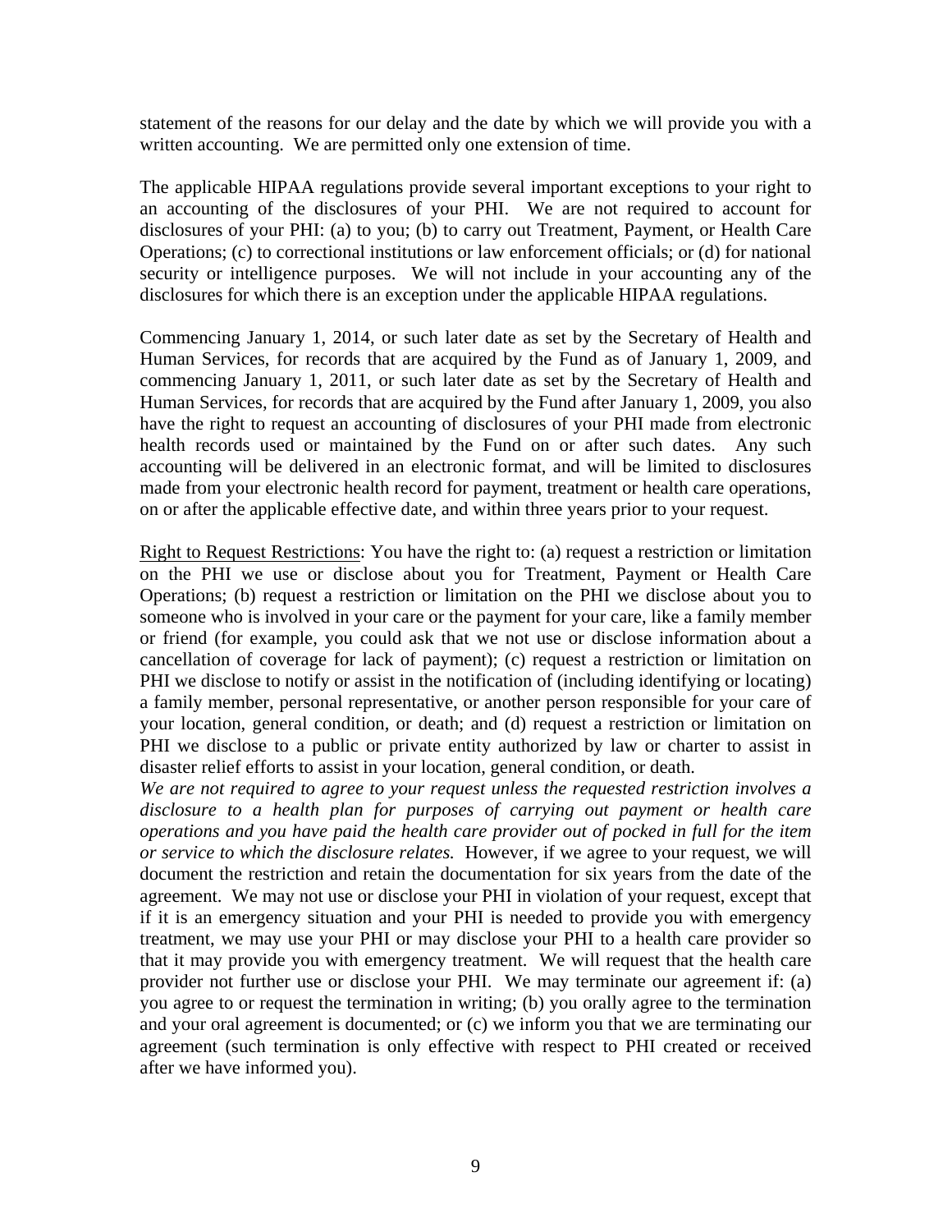statement of the reasons for our delay and the date by which we will provide you with a written accounting. We are permitted only one extension of time.

The applicable HIPAA regulations provide several important exceptions to your right to an accounting of the disclosures of your PHI. We are not required to account for disclosures of your PHI: (a) to you; (b) to carry out Treatment, Payment, or Health Care Operations; (c) to correctional institutions or law enforcement officials; or (d) for national security or intelligence purposes. We will not include in your accounting any of the disclosures for which there is an exception under the applicable HIPAA regulations.

Commencing January 1, 2014, or such later date as set by the Secretary of Health and Human Services, for records that are acquired by the Fund as of January 1, 2009, and commencing January 1, 2011, or such later date as set by the Secretary of Health and Human Services, for records that are acquired by the Fund after January 1, 2009, you also have the right to request an accounting of disclosures of your PHI made from electronic health records used or maintained by the Fund on or after such dates. Any such accounting will be delivered in an electronic format, and will be limited to disclosures made from your electronic health record for payment, treatment or health care operations, on or after the applicable effective date, and within three years prior to your request.

<u>Right to Request Restrictions</u>: You have the right to: (a) request a restriction or limitation on the PHI we use or disclose about you for Treatment, Payment or Health Care Operations; (b) request a restriction or limitation on the PHI we disclose about you to someone who is involved in your care or the payment for your care, like a family member or friend (for example, you could ask that we not use or disclose information about a cancellation of coverage for lack of payment); (c) request a restriction or limitation on PHI we disclose to notify or assist in the notification of (including identifying or locating) a family member, personal representative, or another person responsible for your care of your location, general condition, or death; and (d) request a restriction or limitation on PHI we disclose to a public or private entity authorized by law or charter to assist in disaster relief efforts to assist in your location, general condition, or death.
*We are not required to agree to your request unless the requested restriction involves a disclosure to a health plan for purposes of carrying out payment or health care operations and you have paid the health care provider out of pocked in full for the item or service to which the disclosure relates.* However, if we agree to your request, we will document the restriction and retain the documentation for six years from the date of the agreement. We may not use or disclose your PHI in violation of your request, except that if it is an emergency situation and your PHI is needed to provide you with emergency treatment, we may use your PHI or may disclose your PHI to a health care provider so that it may provide you with emergency treatment. We will request that the health care provider not further use or disclose your PHI. We may terminate our agreement if: (a) you agree to or request the termination in writing; (b) you orally agree to the termination and your oral agreement is documented; or (c) we inform you that we are terminating our agreement (such termination is only effective with respect to PHI created or received after we have informed you).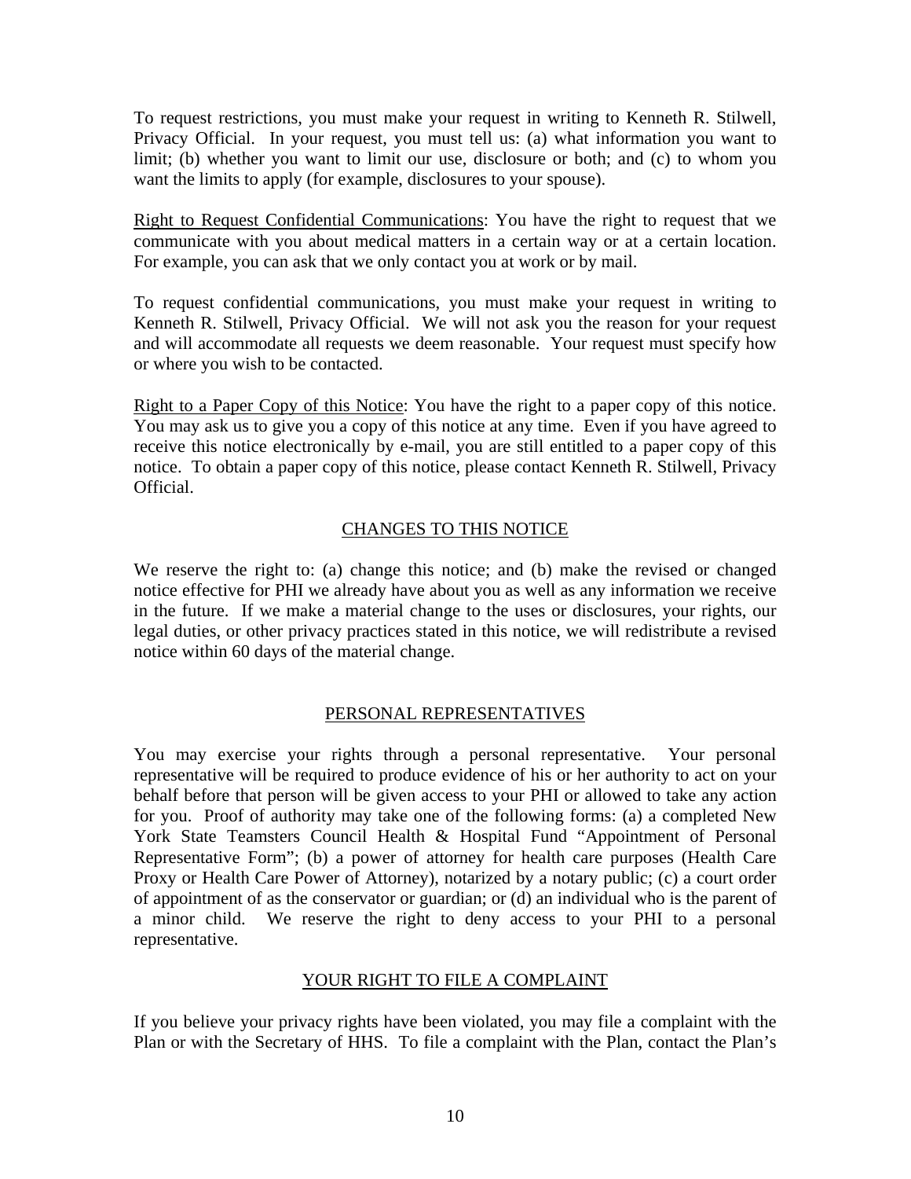To request restrictions, you must make your request in writing to Kenneth R. Stilwell, Privacy Official. In your request, you must tell us: (a) what information you want to limit; (b) whether you want to limit our use, disclosure or both; and (c) to whom you want the limits to apply (for example, disclosures to your spouse).

Right to Request Confidential Communications: You have the right to request that we communicate with you about medical matters in a certain way or at a certain location. For example, you can ask that we only contact you at work or by mail.

To request confidential communications, you must make your request in writing to Kenneth R. Stilwell, Privacy Official. We will not ask you the reason for your request and will accommodate all requests we deem reasonable. Your request must specify how or where you wish to be contacted.

Right to a Paper Copy of this Notice: You have the right to a paper copy of this notice. You may ask us to give you a copy of this notice at any time. Even if you have agreed to receive this notice electronically by e-mail, you are still entitled to a paper copy of this notice. To obtain a paper copy of this notice, please contact Kenneth R. Stilwell, Privacy Official.

## CHANGES TO THIS NOTICE

We reserve the right to: (a) change this notice; and (b) make the revised or changed notice effective for PHI we already have about you as well as any information we receive in the future. If we make a material change to the uses or disclosures, your rights, our legal duties, or other privacy practices stated in this notice, we will redistribute a revised notice within 60 days of the material change.

## PERSONAL REPRESENTATIVES

You may exercise your rights through a personal representative. Your personal representative will be required to produce evidence of his or her authority to act on your behalf before that person will be given access to your PHI or allowed to take any action for you. Proof of authority may take one of the following forms: (a) a completed New York State Teamsters Council Health & Hospital Fund "Appointment of Personal Representative Form"; (b) a power of attorney for health care purposes (Health Care Proxy or Health Care Power of Attorney), notarized by a notary public; (c) a court order of appointment of as the conservator or guardian; or (d) an individual who is the parent of a minor child. We reserve the right to deny access to your PHI to a personal representative.

## YOUR RIGHT TO FILE A COMPLAINT

If you believe your privacy rights have been violated, you may file a complaint with the Plan or with the Secretary of HHS. To file a complaint with the Plan, contact the Plan's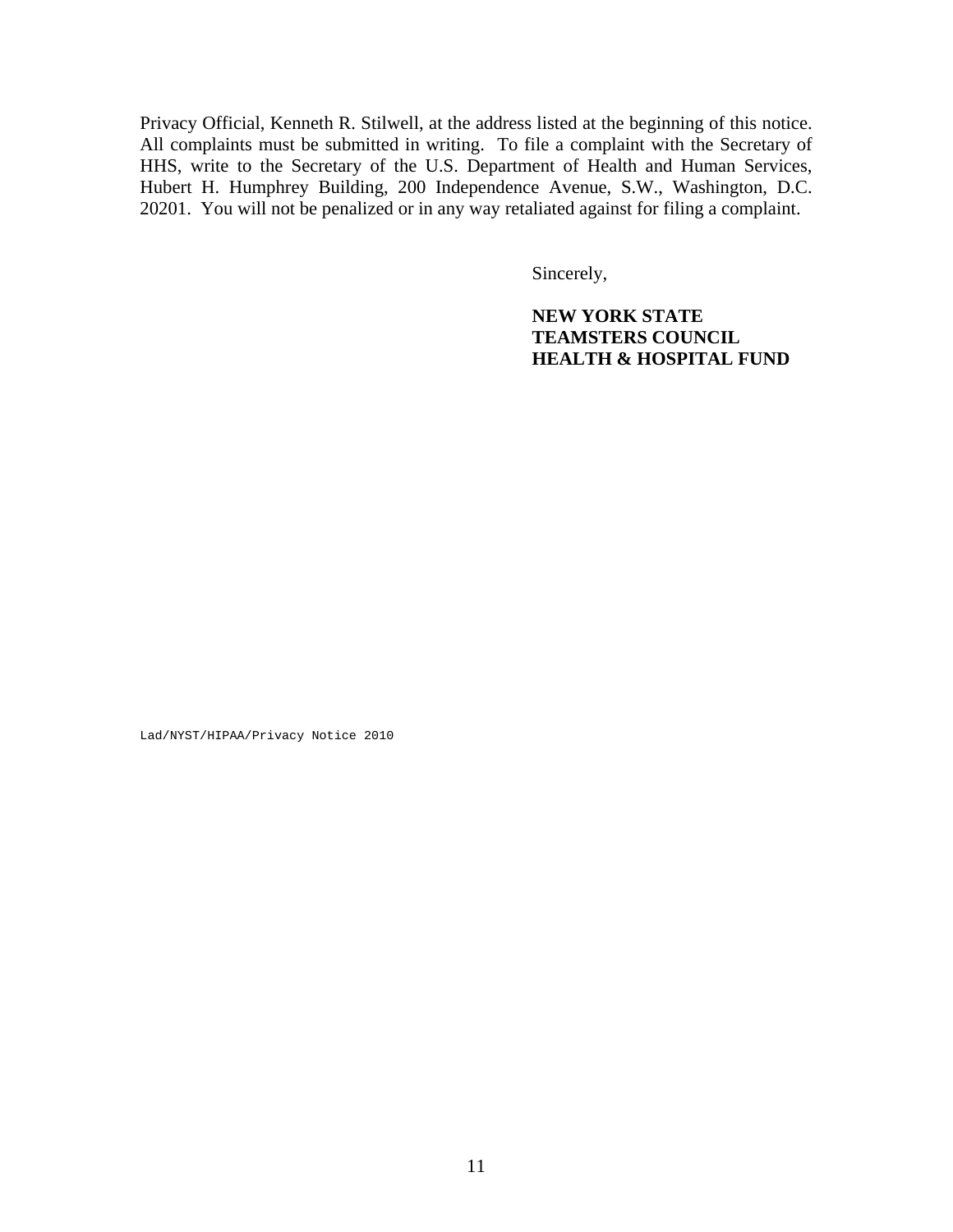Privacy Official, Kenneth R. Stilwell, at the address listed at the beginning of this notice. All complaints must be submitted in writing. To file a complaint with the Secretary of HHS, write to the Secretary of the U.S. Department of Health and Human Services, Hubert H. Humphrey Building, 200 Independence Avenue, S.W., Washington, D.C. 20201. You will not be penalized or in any way retaliated against for filing a complaint.

Sincerely,

**NEW YORK STATE TEAMSTERS COUNCIL HEALTH & HOSPITAL FUND**

Lad/NYST/HIPAA/Privacy Notice 2010